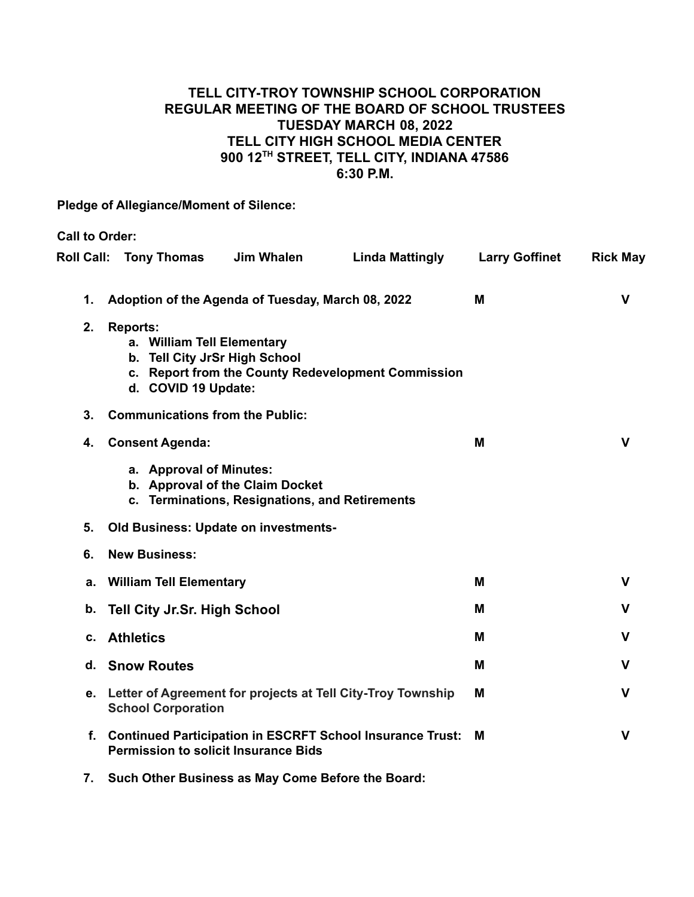# TELL CITY-TROY TOWNSHIP SCHOOL CORPORATION
## REGULAR MEETING OF THE BOARD OF SCHOOL TRUSTEES
## TUESDAY MARCH 08, 2022
## TELL CITY HIGH SCHOOL MEDIA CENTER
## 900 12TH STREET, TELL CITY, INDIANA 47586
## 6:30 P.M.

**Pledge of Allegiance/Moment of Silence:**

**Call to Order:**

**Roll Call:** **Tony Thomas** **Jim Whalen** **Linda Mattingly** **Larry Goffinet** **Rick May**

| | | | |
|---|---|---|---|
| **1.** | **Adoption of the Agenda of Tuesday, March 08, 2022** | **M** | **V** |
| **2.** | **Reports:**<br>a. **William Tell Elementary**<br>b. **Tell City JrSr High School**<br>c. **Report from the County Redevelopment Commission**<br>d. **COVID 19 Update:** | | |
| **3.** | **Communications from the Public:** | | |
| **4.** | **Consent Agenda:**<br>a. **Approval of Minutes:**<br>b. **Approval of the Claim Docket**<br>c. **Terminations, Resignations, and Retirements** | **M** | **V** |
| **5.** | **Old Business: Update on investments-** | | |
| **6.** | **New Business:** | | |
| **a.** | **William Tell Elementary** | **M** | **V** |
| **b.** | **Tell City Jr.Sr. High School** | **M** | **V** |
| **c.** | **Athletics** | **M** | **V** |
| **d.** | **Snow Routes** | **M** | **V** |
| **e.** | **Letter of Agreement for projects at Tell City-Troy Township School Corporation** | **M** | **V** |
| **f.** | **Continued Participation in ESCRFT School Insurance Trust: Permission to solicit Insurance Bids** | **M** | **V** |
| **7.** | **Such Other Business as May Come Before the Board:** | | |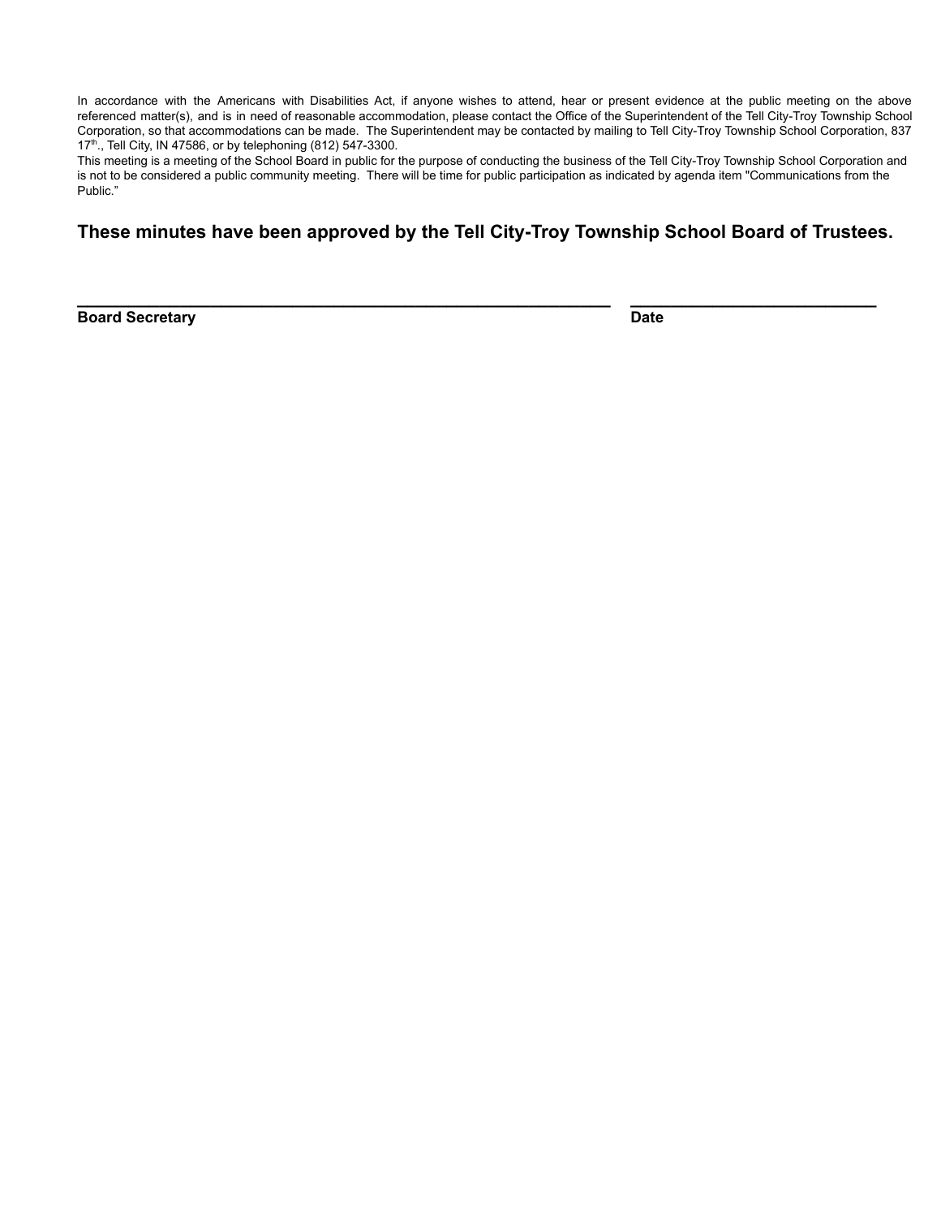In accordance with the Americans with Disabilities Act, if anyone wishes to attend, hear or present evidence at the public meeting on the above referenced matter(s), and is in need of reasonable accommodation, please contact the Office of the Superintendent of the Tell City-Troy Township School Corporation, so that accommodations can be made. The Superintendent may be contacted by mailing to Tell City-Troy Township School Corporation, 837 17th., Tell City, IN 47586, or by telephoning (812) 547-3300.

This meeting is a meeting of the School Board in public for the purpose of conducting the business of the Tell City-Troy Township School Corporation and is not to be considered a public community meeting. There will be time for public participation as indicated by agenda item "Communications from the Public."

## These minutes have been approved by the Tell City-Troy Township School Board of Trustees.

______________________________________________ ______________________

**Board Secretary** **Date**